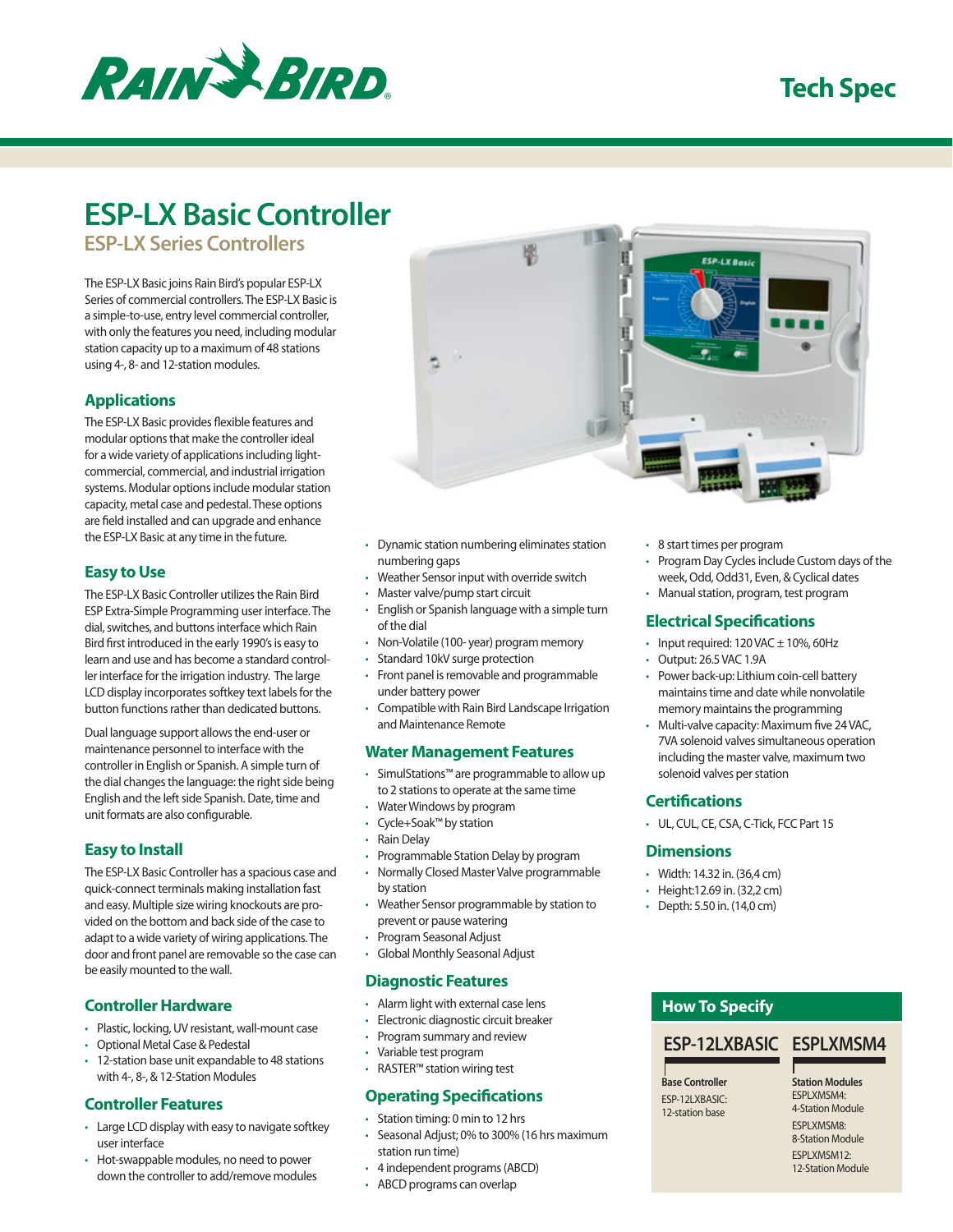Tech Spec

# ESP-LX Basic Controller

## ESP-LX Series Controllers

The ESP-LX Basic joins Rain Bird's popular ESP-LX Series of commercial controllers. The ESP-LX Basic is a simple-to-use, entry level commercial controller, with only the features you need, including modular station capacity up to a maximum of 48 stations using 4-, 8- and 12-station modules.

### Applications

The ESP-LX Basic provides flexible features and modular options that make the controller ideal for a wide variety of applications including light-commercial, commercial, and industrial irrigation systems. Modular options include modular station capacity, metal case and pedestal. These options are field installed and can upgrade and enhance the ESP-LX Basic at any time in the future.

### Easy to Use

The ESP-LX Basic Controller utilizes the Rain Bird ESP Extra-Simple Programming user interface. The dial, switches, and buttons interface which Rain Bird first introduced in the early 1990's is easy to learn and use and has become a standard controller interface for the irrigation industry. The large LCD display incorporates softkey text labels for the button functions rather than dedicated buttons.

Dual language support allows the end-user or maintenance personnel to interface with the controller in English or Spanish. A simple turn of the dial changes the language: the right side being English and the left side Spanish. Date, time and unit formats are also configurable.

### Easy to Install

The ESP-LX Basic Controller has a spacious case and quick-connect terminals making installation fast and easy. Multiple size wiring knockouts are provided on the bottom and back side of the case to adapt to a wide variety of wiring applications. The door and front panel are removable so the case can be easily mounted to the wall.

### Controller Hardware

- Plastic, locking, UV resistant, wall-mount case
- Optional Metal Case & Pedestal
- 12-station base unit expandable to 48 stations with 4-, 8-, & 12-Station Modules

### Controller Features

- Large LCD display with easy to navigate softkey user interface
- Hot-swappable modules, no need to power down the controller to add/remove modules
- Dynamic station numbering eliminates station numbering gaps
- Weather Sensor input with override switch
- Master valve/pump start circuit
- English or Spanish language with a simple turn of the dial
- Non-Volatile (100- year) program memory
- Standard 10kV surge protection
- Front panel is removable and programmable under battery power
- Compatible with Rain Bird Landscape Irrigation and Maintenance Remote

### Water Management Features

- SimulStations™ are programmable to allow up to 2 stations to operate at the same time
- Water Windows by program
- Cycle+Soak™ by station
- Rain Delay
- Programmable Station Delay by program
- Normally Closed Master Valve programmable by station
- Weather Sensor programmable by station to prevent or pause watering
- Program Seasonal Adjust
- Global Monthly Seasonal Adjust

### Diagnostic Features

- Alarm light with external case lens
- Electronic diagnostic circuit breaker
- Program summary and review
- Variable test program
- RASTER™ station wiring test

### Operating Specifications

- Station timing: 0 min to 12 hrs
- Seasonal Adjust; 0% to 300% (16 hrs maximum station run time)
- 4 independent programs (ABCD)
- ABCD programs can overlap
- 8 start times per program
- Program Day Cycles include Custom days of the week, Odd, Odd31, Even, & Cyclical dates
- Manual station, program, test program

### Electrical Specifications

- Input required: 120 VAC ± 10%, 60Hz
- Output: 26.5 VAC 1.9A
- Power back-up: Lithium coin-cell battery maintains time and date while nonvolatile memory maintains the programming
- Multi-valve capacity: Maximum five 24 VAC, 7VA solenoid valves simultaneous operation including the master valve, maximum two solenoid valves per station

### Certifications

- UL, CUL, CE, CSA, C-Tick, FCC Part 15

### Dimensions

- Width: 14.32 in. (36,4 cm)
- Height:12.69 in. (32,2 cm)
- Depth: 5.50 in. (14,0 cm)

### How To Specify

**ESP-12LXBASIC** **ESPLXMSM4**

**Base Controller**
ESP-12LXBASIC: 12-station base

**Station Modules**
ESPLXMSM4: 4-Station Module
ESPLXMSM8: 8-Station Module
ESPLXMSM12: 12-Station Module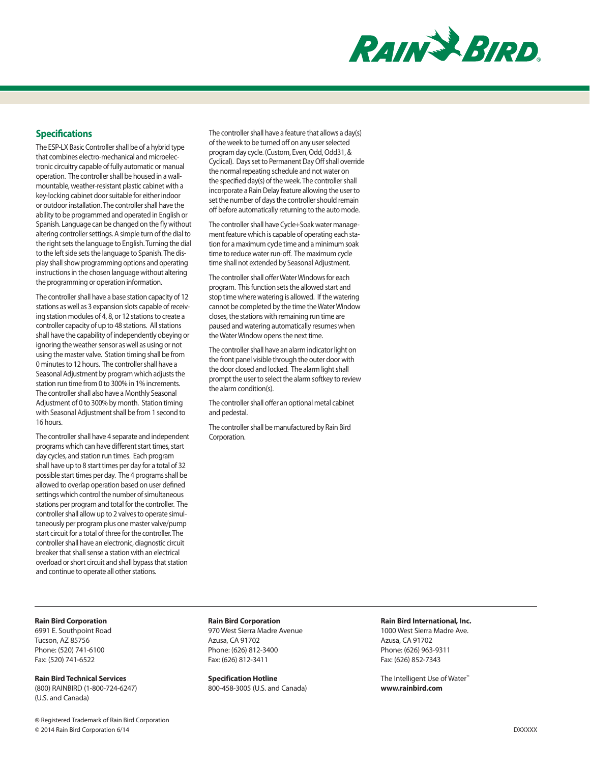## Specifications

The ESP-LX Basic Controller shall be of a hybrid type that combines electro-mechanical and microelectronic circuitry capable of fully automatic or manual operation. The controller shall be housed in a wall-mountable, weather-resistant plastic cabinet with a key-locking cabinet door suitable for either indoor or outdoor installation. The controller shall have the ability to be programmed and operated in English or Spanish. Language can be changed on the fly without altering controller settings. A simple turn of the dial to the right sets the language to English. Turning the dial to the left side sets the language to Spanish. The display shall show programming options and operating instructions in the chosen language without altering the programming or operation information.

The controller shall have a base station capacity of 12 stations as well as 3 expansion slots capable of receiving station modules of 4, 8, or 12 stations to create a controller capacity of up to 48 stations. All stations shall have the capability of independently obeying or ignoring the weather sensor as well as using or not using the master valve. Station timing shall be from 0 minutes to 12 hours. The controller shall have a Seasonal Adjustment by program which adjusts the station run time from 0 to 300% in 1% increments. The controller shall also have a Monthly Seasonal Adjustment of 0 to 300% by month. Station timing with Seasonal Adjustment shall be from 1 second to 16 hours.

The controller shall have 4 separate and independent programs which can have different start times, start day cycles, and station run times. Each program shall have up to 8 start times per day for a total of 32 possible start times per day. The 4 programs shall be allowed to overlap operation based on user defined settings which control the number of simultaneous stations per program and total for the controller. The controller shall allow up to 2 valves to operate simultaneously per program plus one master valve/pump start circuit for a total of three for the controller. The controller shall have an electronic, diagnostic circuit breaker that shall sense a station with an electrical overload or short circuit and shall bypass that station and continue to operate all other stations.

The controller shall have a feature that allows a day(s) of the week to be turned off on any user selected program day cycle. (Custom, Even, Odd, Odd31, & Cyclical). Days set to Permanent Day Off shall override the normal repeating schedule and not water on the specified day(s) of the week. The controller shall incorporate a Rain Delay feature allowing the user to set the number of days the controller should remain off before automatically returning to the auto mode.

The controller shall have Cycle+Soak water management feature which is capable of operating each station for a maximum cycle time and a minimum soak time to reduce water run-off. The maximum cycle time shall not extended by Seasonal Adjustment.

The controller shall offer Water Windows for each program. This function sets the allowed start and stop time where watering is allowed. If the watering cannot be completed by the time the Water Window closes, the stations with remaining run time are paused and watering automatically resumes when the Water Window opens the next time.

The controller shall have an alarm indicator light on the front panel visible through the outer door with the door closed and locked. The alarm light shall prompt the user to select the alarm softkey to review the alarm condition(s).

The controller shall offer an optional metal cabinet and pedestal.

The controller shall be manufactured by Rain Bird Corporation.

---

**Rain Bird Corporation**
6991 E. Southpoint Road
Tucson, AZ 85756
Phone: (520) 741-6100
Fax: (520) 741-6522

**Rain Bird Technical Services**
(800) RAINBIRD (1-800-724-6247)
(U.S. and Canada)

**Rain Bird Corporation**
970 West Sierra Madre Avenue
Azusa, CA 91702
Phone: (626) 812-3400
Fax: (626) 812-3411

**Specification Hotline**
800-458-3005 (U.S. and Canada)

**Rain Bird International, Inc.**
1000 West Sierra Madre Ave.
Azusa, CA 91702
Phone: (626) 963-9311
Fax: (626) 852-7343

The Intelligent Use of Water™
**www.rainbird.com**

® Registered Trademark of Rain Bird Corporation
© 2014 Rain Bird Corporation 6/14

DXXXXX